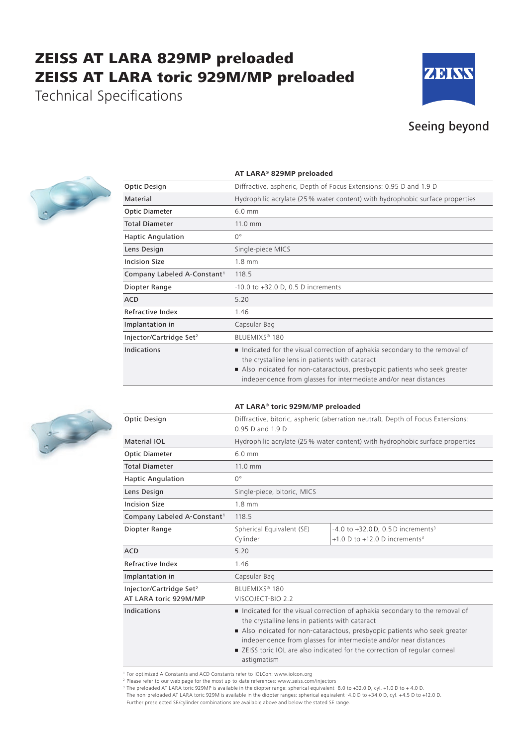# ZEISS AT LARA 829MP preloaded
# ZEISS AT LARA toric 929M/MP preloaded

## Technical Specifications

ZEISS

Seeing beyond

| | AT LARA® 829MP preloaded |
|---|---|
| Optic Design | Diffractive, aspheric, Depth of Focus Extensions: 0.95 D and 1.9 D |
| Material | Hydrophilic acrylate (25 % water content) with hydrophobic surface properties |
| Optic Diameter | 6.0 mm |
| Total Diameter | 11.0 mm |
| Haptic Angulation | 0° |
| Lens Design | Single-piece MICS |
| Incision Size | 1.8 mm |
| Company Labeled A-Constant[1] | 118.5 |
| Diopter Range | -10.0 to +32.0 D, 0.5 D increments |
| ACD | 5.20 |
| Refractive Index | 1.46 |
| Implantation in | Capsular Bag |
| Injector/Cartridge Set[2] | BLUEMIXS® 180 |
| Indications | ■ Indicated for the visual correction of aphakia secondary to the removal of the crystalline lens in patients with cataract<br>■ Also indicated for non-cataractous, presbyopic patients who seek greater independence from glasses for intermediate and/or near distances |

| | AT LARA® toric 929M/MP preloaded | |
|---|---|---|
| Optic Design | Diffractive, bitoric, aspheric (aberration neutral), Depth of Focus Extensions: 0.95 D and 1.9 D | |
| Material IOL | Hydrophilic acrylate (25 % water content) with hydrophobic surface properties | |
| Optic Diameter | 6.0 mm | |
| Total Diameter | 11.0 mm | |
| Haptic Angulation | 0° | |
| Lens Design | Single-piece, bitoric, MICS | |
| Incision Size | 1.8 mm | |
| Company Labeled A-Constant[1] | 118.5 | |
| Diopter Range | Spherical Equivalent (SE)<br>Cylinder | -4.0 to +32.0 D, 0.5 D increments[3]<br>+1.0 D to +12.0 D increments[3] |
| ACD | 5.20 | |
| Refractive Index | 1.46 | |
| Implantation in | Capsular Bag | |
| Injector/Cartridge Set[2]<br>AT LARA toric 929M/MP | BLUEMIXS® 180<br>VISCOJECT-BIO 2.2 | |
| Indications | ■ Indicated for the visual correction of aphakia secondary to the removal of the crystalline lens in patients with cataract<br>■ Also indicated for non-cataractous, presbyopic patients who seek greater independence from glasses for intermediate and/or near distances<br>■ ZEISS toric IOL are also indicated for the correction of regular corneal astigmatism | |

[1] For optimized A Constants and ACD Constants refer to IOLCon: www.iolcon.org
[2] Please refer to our web page for the most up-to-date references: www.zeiss.com/injectors
[3] The preloaded AT LARA toric 929MP is available in the diopter range: spherical equivalent -8.0 to +32.0 D, cyl. +1.0 D to + 4.0 D.
The non-preloaded AT LARA toric 929M is available in the diopter ranges: spherical equivalent -4.0 D to +34.0 D, cyl. +4.5 D to +12.0 D.
Further preselected SE/cylinder combinations are available above and below the stated SE range.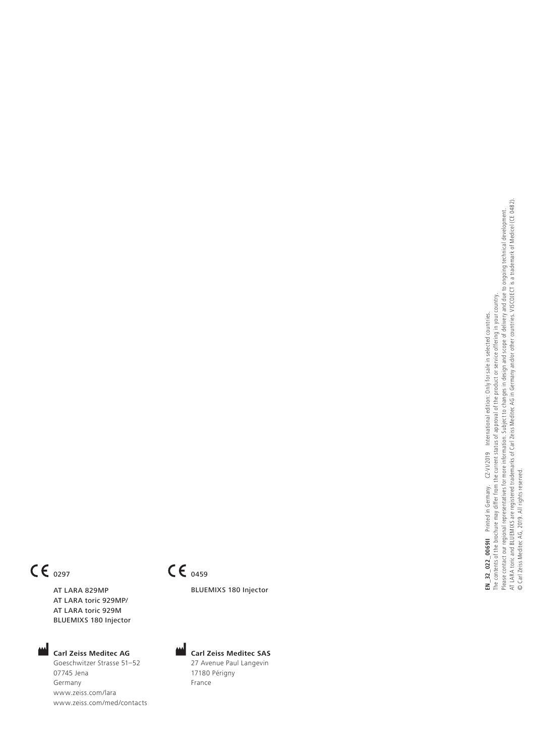CE 0297

AT LARA 829MP
AT LARA toric 929MP/
AT LARA toric 929M
BLUEMIXS 180 Injector

CE 0459

BLUEMIXS 180 Injector

**Carl Zeiss Meditec AG**
Goeschwitzer Strasse 51–52
07745 Jena
Germany
www.zeiss.com/lara
www.zeiss.com/med/contacts

**Carl Zeiss Meditec SAS**
27 Avenue Paul Langevin
17180 Périgny
France

**EN_32_022_0069II** Printed in Germany. CZ-VII/2019 International edition: Only for sale in selected countries.
The contents of the brochure may differ from the current status of approval of the product or service offering in your country.
Please contact our regional representatives for more information. Subject to changes in design and scope of delivery and due to ongoing technical development.
AT LARA toric and BLUEMIXS are registered trademarks of Carl Zeiss Meditec AG in Germany and/or other countries. VISCOJECT is a trademark of Medicel (CE 0482).
© Carl Zeiss Meditec AG, 2019. All rights reserved.